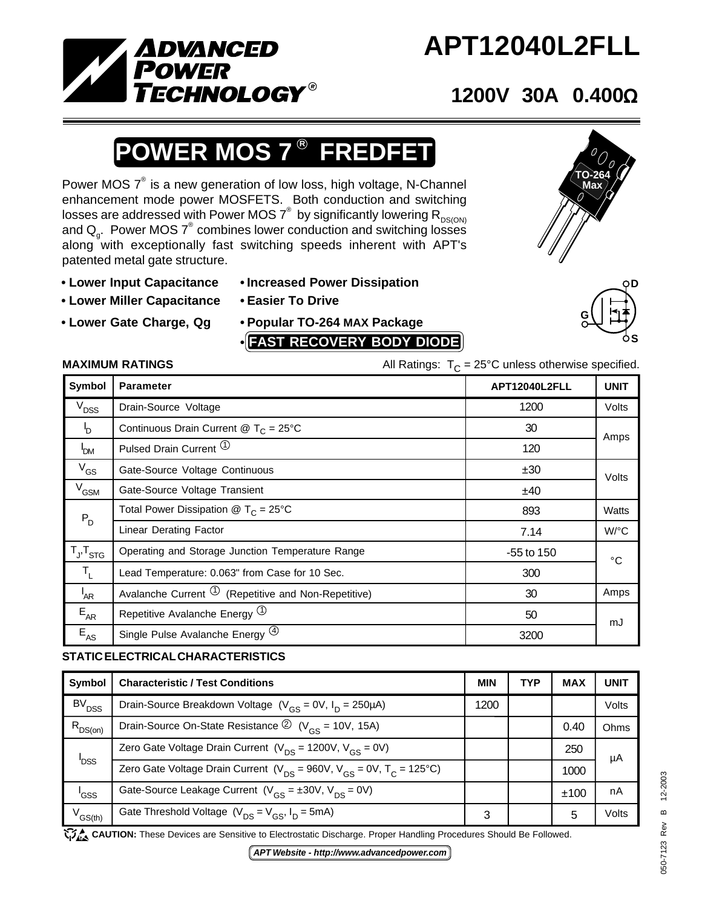# APT12040L2FLL

## 1200V 30A 0.400Ω

# POWER MOS 7® FREDFET

Power MOS 7® is a new generation of low loss, high voltage, N-Channel enhancement mode power MOSFETS. Both conduction and switching losses are addressed with Power MOS 7® by significantly lowering $R_{DS(ON)}$ and $Q_g$. Power MOS 7® combines lower conduction and switching losses along with exceptionally fast switching speeds inherent with APT's patented metal gate structure.

- **Lower Input Capacitance**
- **Lower Miller Capacitance**
- **Lower Gate Charge, Qg**
- **Increased Power Dissipation**
- **Easier To Drive**
- **Popular TO-264 MAX Package**
- **FAST RECOVERY BODY DIODE**

TO-264 Max

**MAXIMUM RATINGS** All Ratings: $T_C$ = 25°C unless otherwise specified.

| Symbol | Parameter | APT12040L2FLL | UNIT |
|---|---|---|---|
| $V_{DSS}$ | Drain-Source Voltage | 1200 | Volts |
| $I_D$ | Continuous Drain Current @ $T_C$ = 25°C | 30 | Amps |
| $I_{DM}$ | Pulsed Drain Current ① | 120 | Amps |
| $V_{GS}$ | Gate-Source Voltage Continuous | ±30 | Volts |
| $V_{GSM}$ | Gate-Source Voltage Transient | ±40 | Volts |
| $P_D$ | Total Power Dissipation @ $T_C$ = 25°C | 893 | Watts |
| | Linear Derating Factor | 7.14 | W/°C |
| $T_J$,$T_{STG}$ | Operating and Storage Junction Temperature Range | -55 to 150 | °C |
| $T_L$ | Lead Temperature: 0.063" from Case for 10 Sec. | 300 | °C |
| $I_{AR}$ | Avalanche Current ① (Repetitive and Non-Repetitive) | 30 | Amps |
| $E_{AR}$ | Repetitive Avalanche Energy ① | 50 | mJ |
| $E_{AS}$ | Single Pulse Avalanche Energy ④ | 3200 | mJ |

**STATIC ELECTRICAL CHARACTERISTICS**

| Symbol | Characteristic / Test Conditions | MIN | TYP | MAX | UNIT |
|---|---|---|---|---|---|
| $BV_{DSS}$ | Drain-Source Breakdown Voltage ($V_{GS}$ = 0V, $I_D$ = 250μA) | 1200 | | | Volts |
| $R_{DS(on)}$ | Drain-Source On-State Resistance ② ($V_{GS}$ = 10V, 15A) | | | 0.40 | Ohms |
| $I_{DSS}$ | Zero Gate Voltage Drain Current ($V_{DS}$ = 1200V, $V_{GS}$ = 0V) | | | 250 | μA |
| | Zero Gate Voltage Drain Current ($V_{DS}$ = 960V, $V_{GS}$ = 0V, $T_C$ = 125°C) | | | 1000 | μA |
| $I_{GSS}$ | Gate-Source Leakage Current ($V_{GS}$ = ±30V, $V_{DS}$ = 0V) | | | ±100 | nA |
| $V_{GS(th)}$ | Gate Threshold Voltage ($V_{DS}$ = $V_{GS}$, $I_D$ = 5mA) | 3 | | 5 | Volts |

**CAUTION:** These Devices are Sensitive to Electrostatic Discharge. Proper Handling Procedures Should Be Followed.

*APT Website - http://www.advancedpower.com*

050-7123 Rev B 12-2003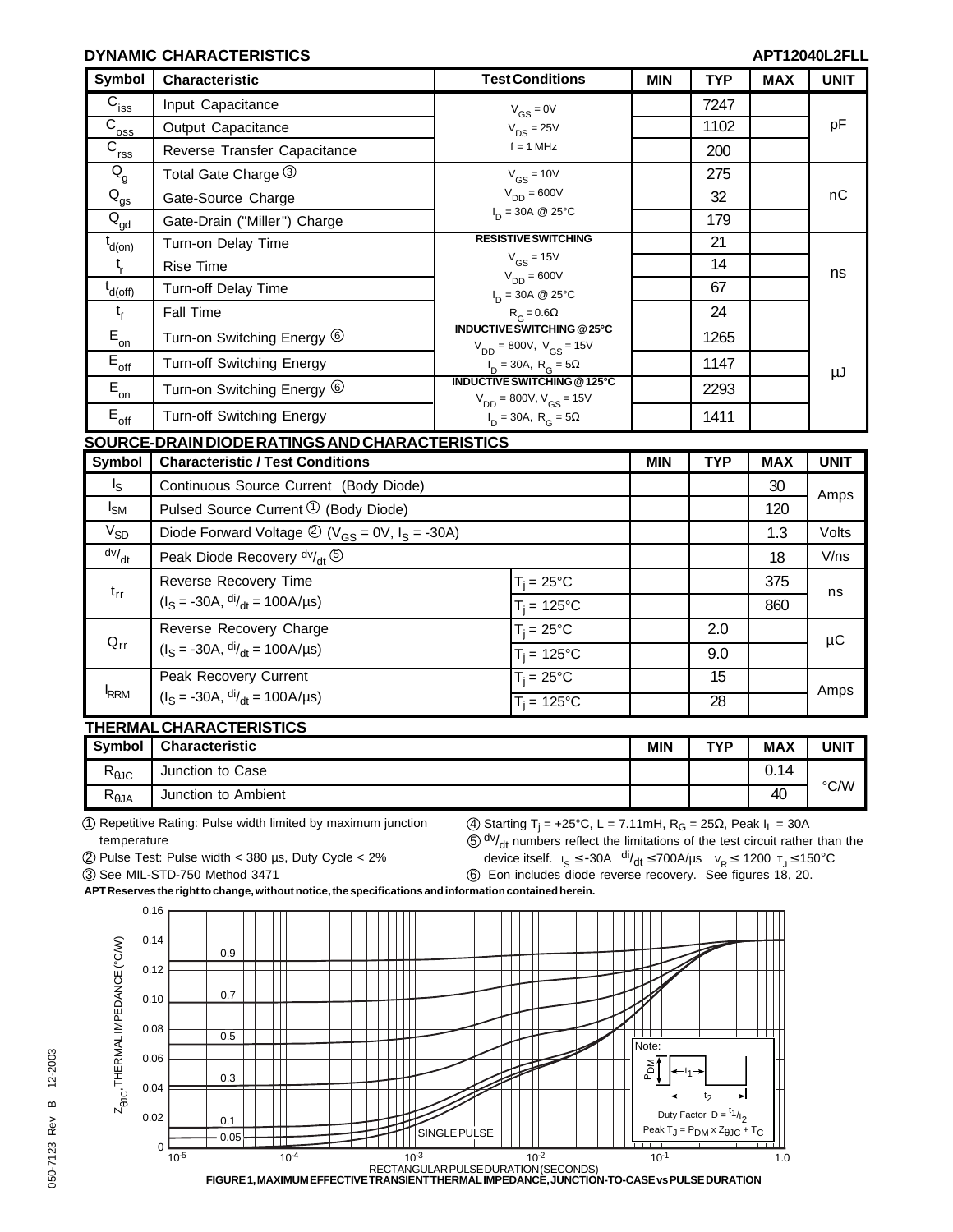## DYNAMIC CHARACTERISTICS

APT12040L2FLL

| Symbol | Characteristic | Test Conditions | MIN | TYP | MAX | UNIT |
|---|---|---|---|---|---|---|
| $C_{iss}$ | Input Capacitance | $V_{GS} = 0V$ | | 7247 | | pF |
| $C_{oss}$ | Output Capacitance | $V_{DS} = 25V$ | | 1102 | | |
| $C_{rss}$ | Reverse Transfer Capacitance | $f = 1$ MHz | | 200 | | |
| $Q_g$ | Total Gate Charge ③ | $V_{GS} = 10V$ | | 275 | | nC |
| $Q_{gs}$ | Gate-Source Charge | $V_{DD} = 600V$ | | 32 | | |
| $Q_{gd}$ | Gate-Drain ("Miller") Charge | $I_D = 30A$ @ 25°C | | 179 | | |
| $t_{d(on)}$ | Turn-on Delay Time | RESISTIVE SWITCHING | | 21 | | ns |
| $t_r$ | Rise Time | $V_{GS} = 15V$, $V_{DD} = 600V$ | | 14 | | |
| $t_{d(off)}$ | Turn-off Delay Time | $I_D = 30A$ @ 25°C | | 67 | | |
| $t_f$ | Fall Time | $R_G = 0.6\Omega$ | | 24 | | |
| $E_{on}$ | Turn-on Switching Energy ⑥ | INDUCTIVE SWITCHING @ 25°C, $V_{DD} = 800V$, $V_{GS} = 15V$ | | 1265 | | μJ |
| $E_{off}$ | Turn-off Switching Energy | $I_D = 30A$, $R_G = 5\Omega$ | | 1147 | | |
| $E_{on}$ | Turn-on Switching Energy ⑥ | INDUCTIVE SWITCHING @ 125°C, $V_{DD} = 800V$, $V_{GS} = 15V$ | | 2293 | | |
| $E_{off}$ | Turn-off Switching Energy | $I_D = 30A$, $R_G = 5\Omega$ | | 1411 | | |

## SOURCE-DRAIN DIODE RATINGS AND CHARACTERISTICS

| Symbol | Characteristic / Test Conditions | | MIN | TYP | MAX | UNIT |
|---|---|---|---|---|---|---|
| $I_S$ | Continuous Source Current (Body Diode) | | | | 30 | Amps |
| $I_{SM}$ | Pulsed Source Current ① (Body Diode) | | | | 120 | |
| $V_{SD}$ | Diode Forward Voltage ② ($V_{GS} = 0V$, $I_S = -30A$) | | | | 1.3 | Volts |
| $dv/_{dt}$ | Peak Diode Recovery $dv/_{dt}$ ⑤ | | | | 18 | V/ns |
| $t_{rr}$ | Reverse Recovery Time ($I_S = -30A$, $di/_{dt} = 100A/\mu s$) | $T_j = 25°C$ | | | 375 | ns |
| | | $T_j = 125°C$ | | | 860 | |
| $Q_{rr}$ | Reverse Recovery Charge ($I_S = -30A$, $di/_{dt} = 100A/\mu s$) | $T_j = 25°C$ | | 2.0 | | μC |
| | | $T_j = 125°C$ | | 9.0 | | |
| $I_{RRM}$ | Peak Recovery Current ($I_S = -30A$, $di/_{dt} = 100A/\mu s$) | $T_j = 25°C$ | | 15 | | Amps |
| | | $T_j = 125°C$ | | 28 | | |

## THERMAL CHARACTERISTICS

| Symbol | Characteristic | MIN | TYP | MAX | UNIT |
|---|---|---|---|---|---|
| $R_{\theta JC}$ | Junction to Case | | | 0.14 | °C/W |
| $R_{\theta JA}$ | Junction to Ambient | | | 40 | |

① Repetitive Rating: Pulse width limited by maximum junction temperature

② Pulse Test: Pulse width < 380 μs, Duty Cycle < 2%

③ See MIL-STD-750 Method 3471

④ Starting $T_j = +25°C$, L = 7.11mH, $R_G = 25\Omega$, Peak $I_L = 30A$

⑤ $dv/_{dt}$ numbers reflect the limitations of the test circuit rather than the device itself. $I_S \leq -30A$ $di/_{dt} \leq 700A/\mu s$ $V_R \leq 1200$ $T_J \leq 150°C$

⑥ Eon includes diode reverse recovery. See figures 18, 20.

**APT Reserves the right to change, without notice, the specifications and information contained herein.**

FIGURE 1, MAXIMUM EFFECTIVE TRANSIENT THERMAL IMPEDANCE, JUNCTION-TO-CASE vs PULSE DURATION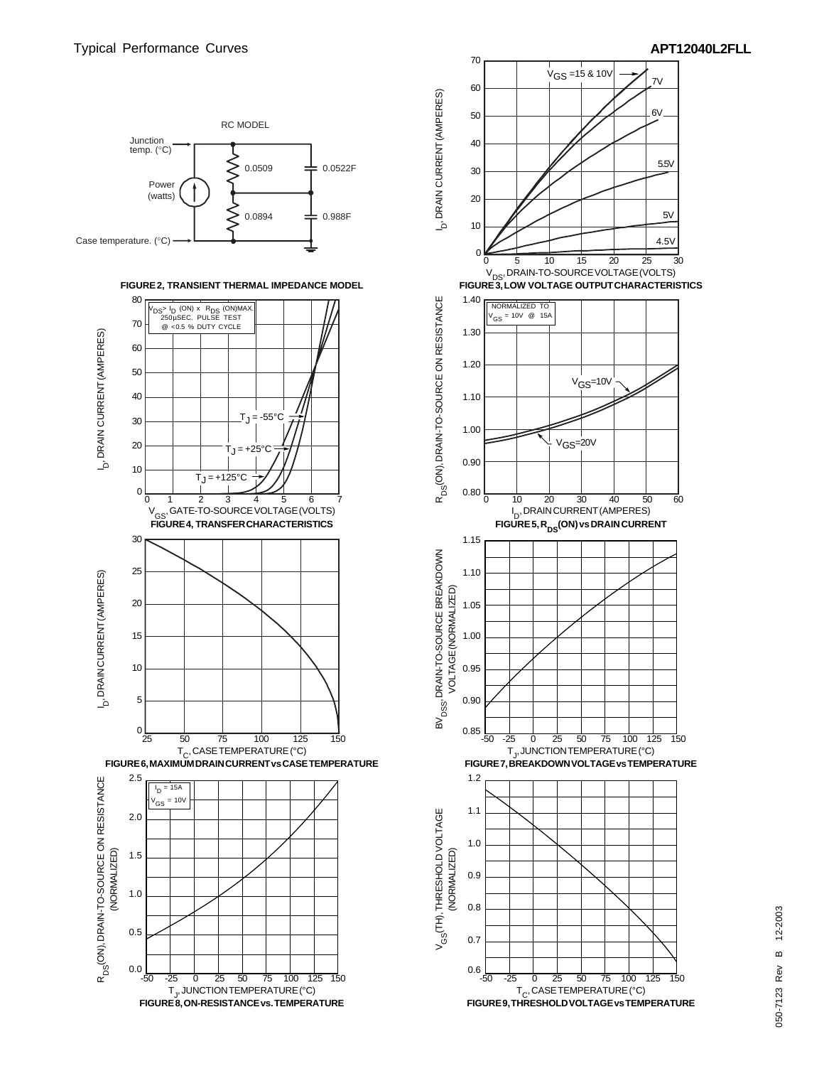Typical Performance Curves

RC MODEL

Junction temp. (°C)

Power (watts)

0.0509 — 0.0522F

0.0894 — 0.988F

Case temperature. (°C)

**FIGURE 2, TRANSIENT THERMAL IMPEDANCE MODEL**

$V_{GS}$ =15 & 10V, 7V, 6V, 5.5V, 5V, 4.5V

$I_D$, DRAIN CURRENT (AMPERES)

$V_{DS}$, DRAIN-TO-SOURCE VOLTAGE (VOLTS)

**FIGURE 3, LOW VOLTAGE OUTPUT CHARACTERISTICS**

$V_{DS} > I_D$ (ON) x $R_{DS}$ (ON)MAX.
250μSEC. PULSE TEST
@ <0.5 % DUTY CYCLE

$T_J$ = -55°C, $T_J$ = +25°C, $T_J$ = +125°C

$I_D$, DRAIN CURRENT (AMPERES)

$V_{GS}$, GATE-TO-SOURCE VOLTAGE (VOLTS)

**FIGURE 4, TRANSFER CHARACTERISTICS**

NORMALIZED TO
$V_{GS}$ = 10V @ 15A

$V_{GS}$=10V, $V_{GS}$=20V

$R_{DS}$(ON), DRAIN-TO-SOURCE ON RESISTANCE

$I_D$, DRAIN CURRENT (AMPERES)

**FIGURE 5, $R_{DS}$(ON) vs DRAIN CURRENT**

$I_D$, DRAIN CURRENT (AMPERES)

$T_C$, CASE TEMPERATURE (°C)

**FIGURE 6, MAXIMUM DRAIN CURRENT vs CASE TEMPERATURE**

$BV_{DSS}$, DRAIN-TO-SOURCE BREAKDOWN VOLTAGE (NORMALIZED)

$T_J$, JUNCTION TEMPERATURE (°C)

**FIGURE 7, BREAKDOWN VOLTAGE vs TEMPERATURE**

$I_D$ = 15A
$V_{GS}$ = 10V

$R_{DS}$(ON), DRAIN-TO-SOURCE ON RESISTANCE (NORMALIZED)

$T_J$, JUNCTION TEMPERATURE (°C)

**FIGURE 8, ON-RESISTANCE vs. TEMPERATURE**

$V_{GS}$(TH), THRESHOLD VOLTAGE (NORMALIZED)

$T_C$, CASE TEMPERATURE (°C)

**FIGURE 9, THRESHOLD VOLTAGE vs TEMPERATURE**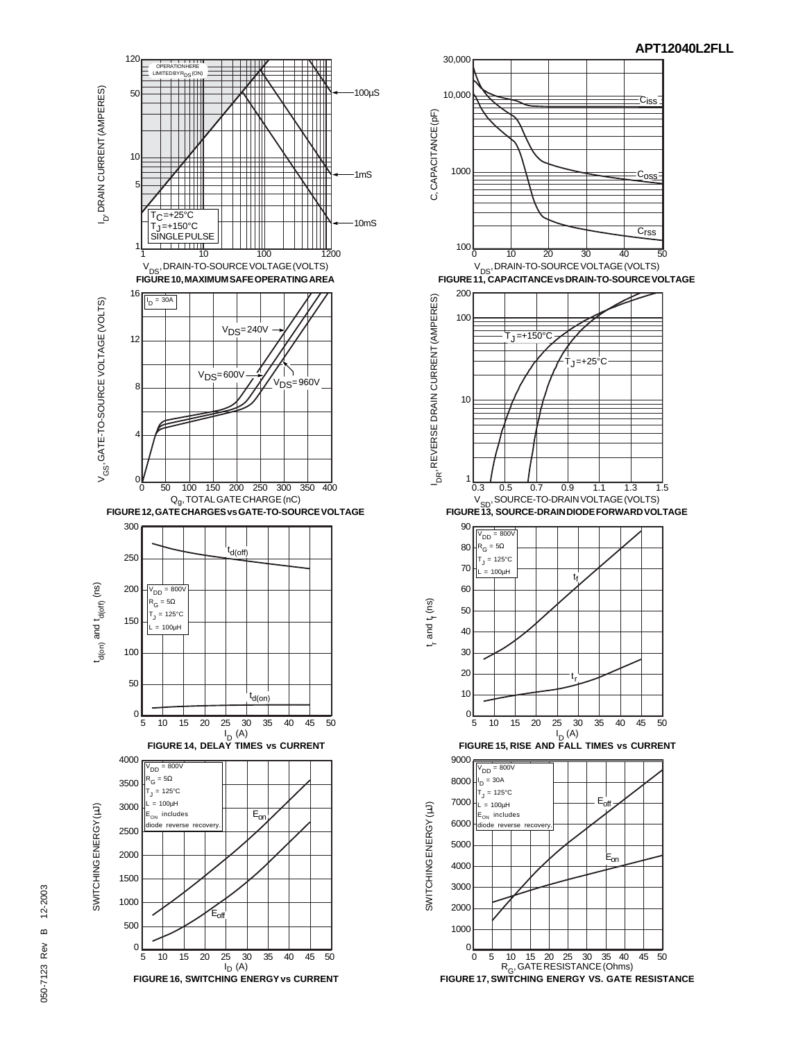FIGURE 10, MAXIMUM SAFE OPERATING AREA

FIGURE 11, CAPACITANCE vs DRAIN-TO-SOURCE VOLTAGE

FIGURE 12, GATE CHARGES vs GATE-TO-SOURCE VOLTAGE

FIGURE 13, SOURCE-DRAIN DIODE FORWARD VOLTAGE

FIGURE 14, DELAY TIMES vs CURRENT

FIGURE 15, RISE AND FALL TIMES vs CURRENT

FIGURE 16, SWITCHING ENERGY vs CURRENT

FIGURE 17, SWITCHING ENERGY VS. GATE RESISTANCE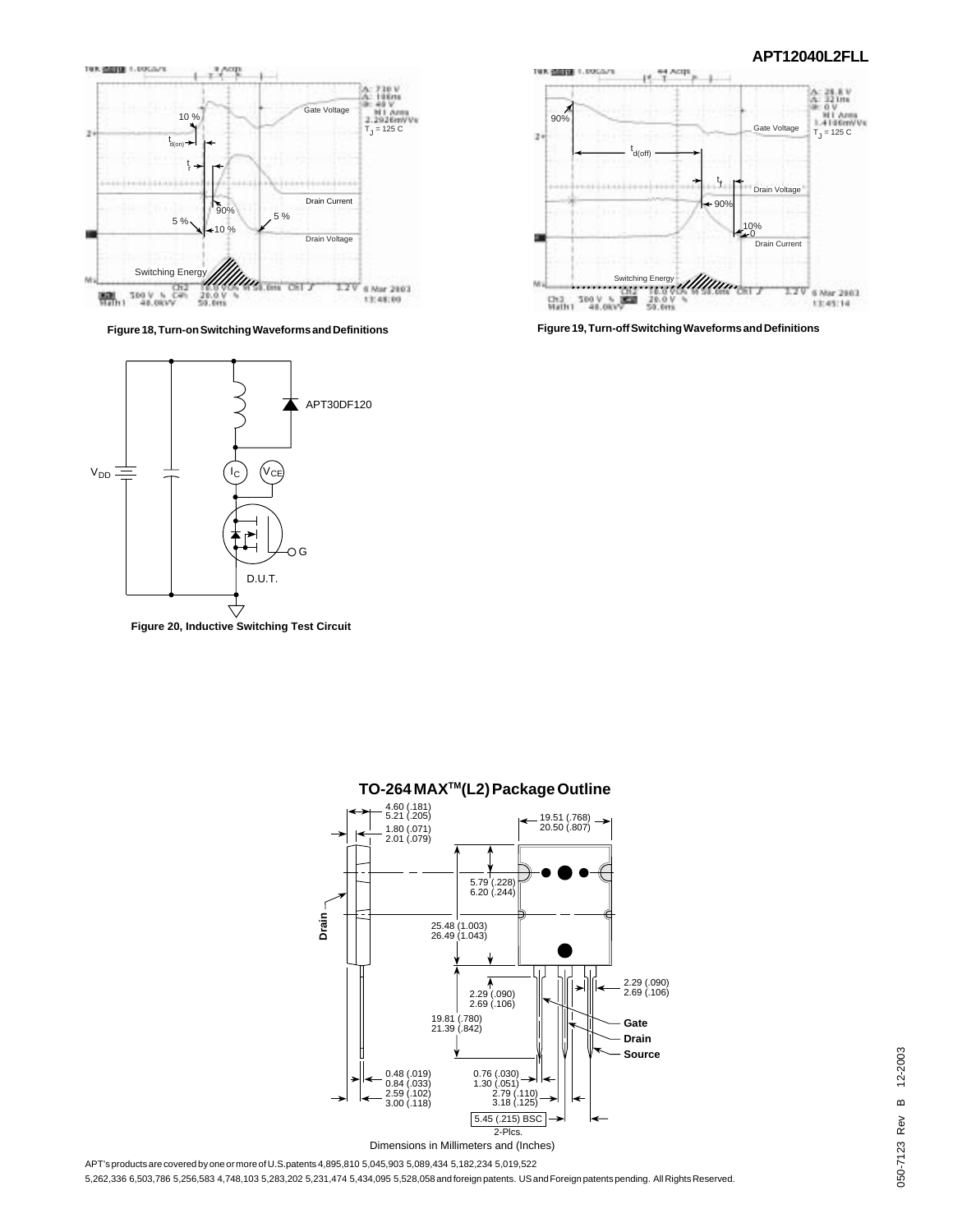Gate Voltage

$T_J$ = 125 C

10 %

$t_{d(on)}$

$t_r$

90%

5 %

10 %

5 %

Drain Current

Drain Voltage

Switching Energy

**Figure 18, Turn-on Switching Waveforms and Definitions**

90%

Gate Voltage

$T_J$ = 125 C

$t_{d(off)}$

$t_f$

Drain Voltage

90%

10%

0

Drain Current

Switching Energy

**Figure 19, Turn-off Switching Waveforms and Definitions**

APT30DF120

$V_{DD}$

$I_C$

$V_{CE}$

G

D.U.T.

**Figure 20, Inductive Switching Test Circuit**

## TO-264 MAX[TM](L2) Package Outline

4.60 (.181)
5.21 (.205)

1.80 (.071)
2.01 (.079)

19.51 (.768)
20.50 (.807)

5.79 (.228)
6.20 (.244)

25.48 (1.003)
26.49 (1.043)

Drain

2.29 (.090)
2.69 (.106)

2.29 (.090)
2.69 (.106)

19.81 (.780)
21.39 (.842)

Gate

Drain

Source

0.48 (.019)
0.84 (.033)
2.59 (.102)
3.00 (.118)

0.76 (.030)
1.30 (.051)
2.79 (.110)
3.18 (.125)

5.45 (.215) BSC
2-Plcs.

Dimensions in Millimeters and (Inches)

APT's products are covered by one or more of U.S. patents 4,895,810 5,045,903 5,089,434 5,182,234 5,019,522
5,262,336 6,503,786 5,256,583 4,748,103 5,283,202 5,231,474 5,434,095 5,528,058 and foreign patents. US and Foreign patents pending. All Rights Reserved.